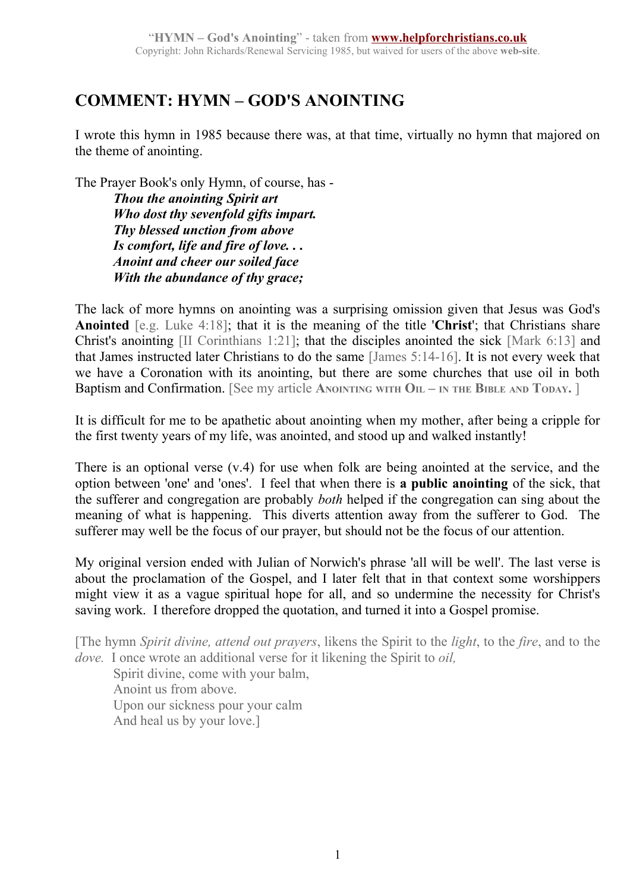# COMMENT: HYMN – GOD'S ANOINTING

I wrote this hymn in 1985 because there was, at that time, virtually no hymn that majored on the theme of anointing.

The Prayer Book's only Hymn, of course, has -

> ***Thou the anointing Spirit art***
> ***Who dost thy sevenfold gifts impart.***
> ***Thy blessed unction from above***
> ***Is comfort, life and fire of love. . .***
> ***Anoint and cheer our soiled face***
> ***With the abundance of thy grace;***

The lack of more hymns on anointing was a surprising omission given that Jesus was God's **Anointed** [e.g. Luke 4:18]; that it is the meaning of the title '**Christ**'; that Christians share Christ's anointing [II Corinthians 1:21]; that the disciples anointed the sick [Mark 6:13] and that James instructed later Christians to do the same [James 5:14-16]. It is not every week that we have a Coronation with its anointing, but there are some churches that use oil in both Baptism and Confirmation. [See my article **Anointing with Oil – in the Bible and Today.** ]

It is difficult for me to be apathetic about anointing when my mother, after being a cripple for the first twenty years of my life, was anointed, and stood up and walked instantly!

There is an optional verse (v.4) for use when folk are being anointed at the service, and the option between 'one' and 'ones'. I feel that when there is **a public anointing** of the sick, that the sufferer and congregation are probably *both* helped if the congregation can sing about the meaning of what is happening. This diverts attention away from the sufferer to God. The sufferer may well be the focus of our prayer, but should not be the focus of our attention.

My original version ended with Julian of Norwich's phrase 'all will be well'. The last verse is about the proclamation of the Gospel, and I later felt that in that context some worshippers might view it as a vague spiritual hope for all, and so undermine the necessity for Christ's saving work. I therefore dropped the quotation, and turned it into a Gospel promise.

[The hymn *Spirit divine, attend out prayers*, likens the Spirit to the *light*, to the *fire*, and to the *dove.* I once wrote an additional verse for it likening the Spirit to *oil,*

> Spirit divine, come with your balm,
> Anoint us from above.
> Upon our sickness pour your calm
> And heal us by your love.]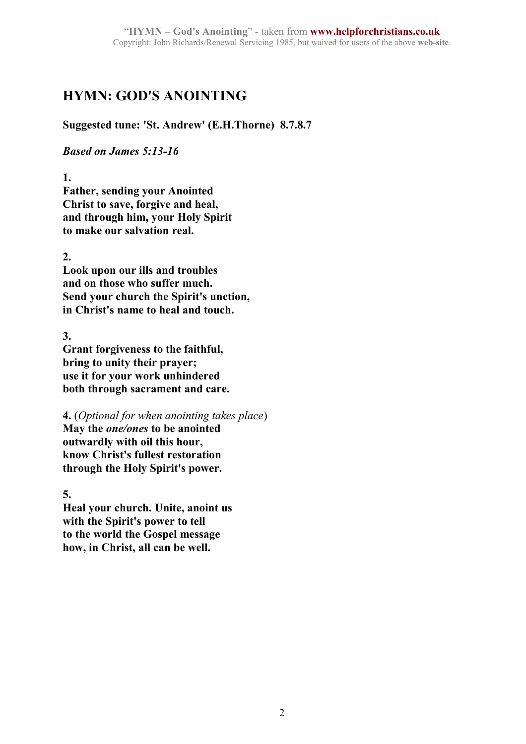# HYMN: GOD'S ANOINTING

**Suggested tune: 'St. Andrew' (E.H.Thorne) 8.7.8.7**

***Based on James 5:13-16***

**1.**
**Father, sending your Anointed**
**Christ to save, forgive and heal,**
**and through him, your Holy Spirit**
**to make our salvation real.**

**2.**
**Look upon our ills and troubles**
**and on those who suffer much.**
**Send your church the Spirit's unction,**
**in Christ's name to heal and touch.**

**3.**
**Grant forgiveness to the faithful,**
**bring to unity their prayer;**
**use it for your work unhindered**
**both through sacrament and care.**

**4.** (*Optional for when anointing takes place*)
**May the *one/ones* to be anointed**
**outwardly with oil this hour,**
**know Christ's fullest restoration**
**through the Holy Spirit's power.**

**5.**
**Heal your church. Unite, anoint us**
**with the Spirit's power to tell**
**to the world the Gospel message**
**how, in Christ, all can be well.**